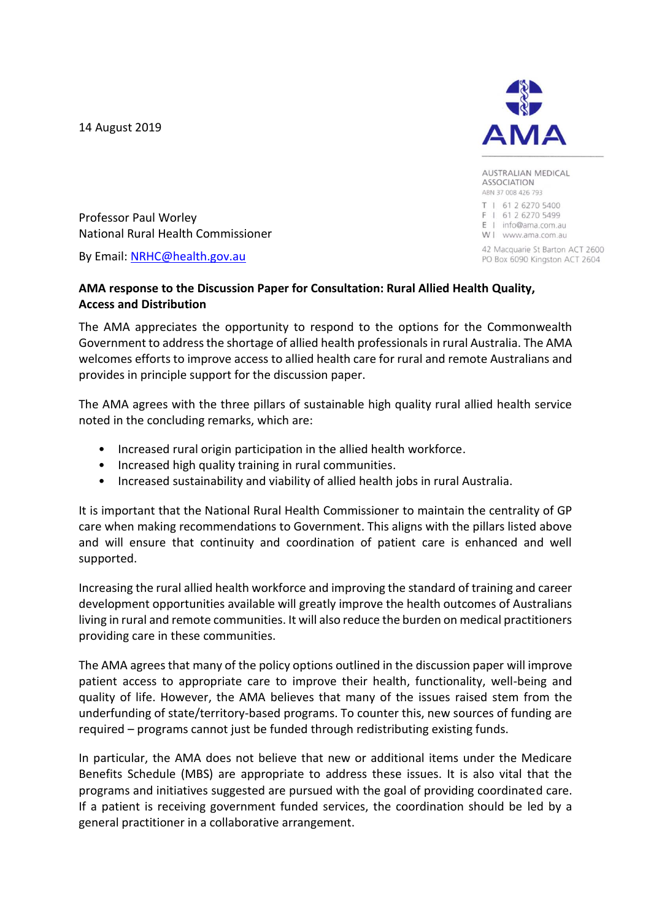14 August 2019

AUSTRALIAN MEDICAL ASSOCIATION
ABN 37 008 426 793

T | 61 2 6270 5400
F | 61 2 6270 5499
E | info@ama.com.au
W | www.ama.com.au

42 Macquarie St Barton ACT 2600
PO Box 6090 Kingston ACT 2604

Professor Paul Worley
National Rural Health Commissioner

By Email: NRHC@health.gov.au

**AMA response to the Discussion Paper for Consultation: Rural Allied Health Quality, Access and Distribution**

The AMA appreciates the opportunity to respond to the options for the Commonwealth Government to address the shortage of allied health professionals in rural Australia. The AMA welcomes efforts to improve access to allied health care for rural and remote Australians and provides in principle support for the discussion paper.

The AMA agrees with the three pillars of sustainable high quality rural allied health service noted in the concluding remarks, which are:

- Increased rural origin participation in the allied health workforce.
- Increased high quality training in rural communities.
- Increased sustainability and viability of allied health jobs in rural Australia.

It is important that the National Rural Health Commissioner to maintain the centrality of GP care when making recommendations to Government. This aligns with the pillars listed above and will ensure that continuity and coordination of patient care is enhanced and well supported.

Increasing the rural allied health workforce and improving the standard of training and career development opportunities available will greatly improve the health outcomes of Australians living in rural and remote communities. It will also reduce the burden on medical practitioners providing care in these communities.

The AMA agrees that many of the policy options outlined in the discussion paper will improve patient access to appropriate care to improve their health, functionality, well-being and quality of life. However, the AMA believes that many of the issues raised stem from the underfunding of state/territory-based programs. To counter this, new sources of funding are required – programs cannot just be funded through redistributing existing funds.

In particular, the AMA does not believe that new or additional items under the Medicare Benefits Schedule (MBS) are appropriate to address these issues. It is also vital that the programs and initiatives suggested are pursued with the goal of providing coordinated care. If a patient is receiving government funded services, the coordination should be led by a general practitioner in a collaborative arrangement.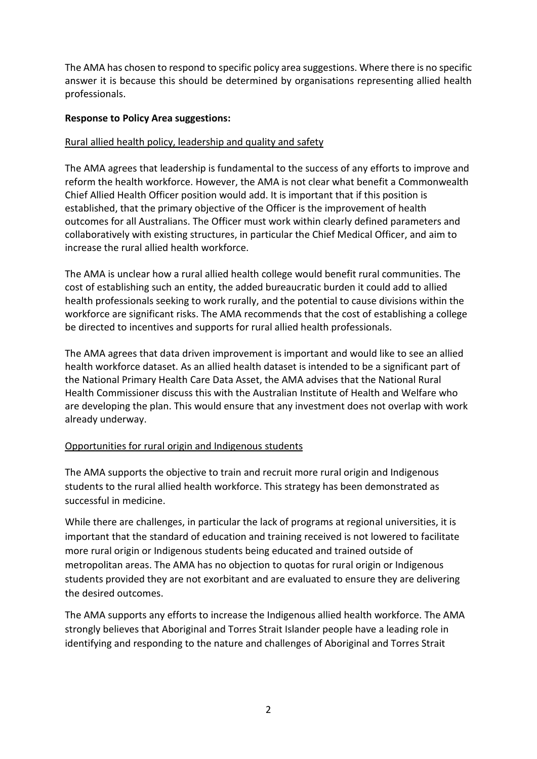The AMA has chosen to respond to specific policy area suggestions. Where there is no specific answer it is because this should be determined by organisations representing allied health professionals.

**Response to Policy Area suggestions:**

Rural allied health policy, leadership and quality and safety

The AMA agrees that leadership is fundamental to the success of any efforts to improve and reform the health workforce. However, the AMA is not clear what benefit a Commonwealth Chief Allied Health Officer position would add. It is important that if this position is established, that the primary objective of the Officer is the improvement of health outcomes for all Australians. The Officer must work within clearly defined parameters and collaboratively with existing structures, in particular the Chief Medical Officer, and aim to increase the rural allied health workforce.

The AMA is unclear how a rural allied health college would benefit rural communities. The cost of establishing such an entity, the added bureaucratic burden it could add to allied health professionals seeking to work rurally, and the potential to cause divisions within the workforce are significant risks. The AMA recommends that the cost of establishing a college be directed to incentives and supports for rural allied health professionals.

The AMA agrees that data driven improvement is important and would like to see an allied health workforce dataset. As an allied health dataset is intended to be a significant part of the National Primary Health Care Data Asset, the AMA advises that the National Rural Health Commissioner discuss this with the Australian Institute of Health and Welfare who are developing the plan. This would ensure that any investment does not overlap with work already underway.

Opportunities for rural origin and Indigenous students

The AMA supports the objective to train and recruit more rural origin and Indigenous students to the rural allied health workforce. This strategy has been demonstrated as successful in medicine.

While there are challenges, in particular the lack of programs at regional universities, it is important that the standard of education and training received is not lowered to facilitate more rural origin or Indigenous students being educated and trained outside of metropolitan areas. The AMA has no objection to quotas for rural origin or Indigenous students provided they are not exorbitant and are evaluated to ensure they are delivering the desired outcomes.

The AMA supports any efforts to increase the Indigenous allied health workforce. The AMA strongly believes that Aboriginal and Torres Strait Islander people have a leading role in identifying and responding to the nature and challenges of Aboriginal and Torres Strait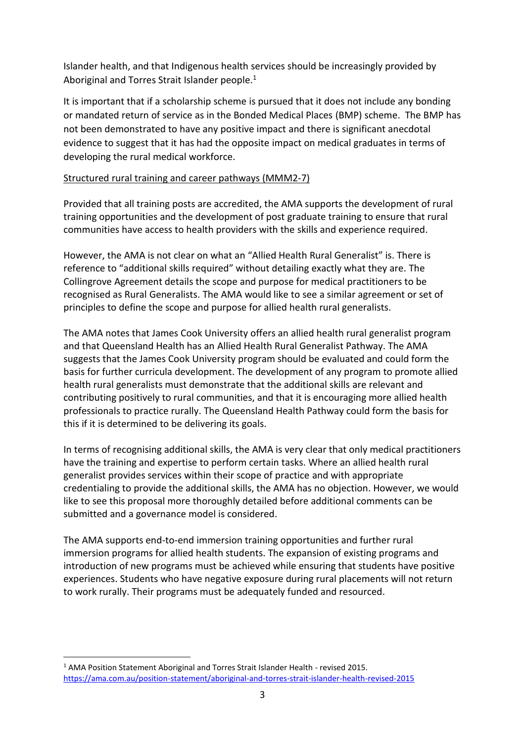Islander health, and that Indigenous health services should be increasingly provided by Aboriginal and Torres Strait Islander people.[1]

It is important that if a scholarship scheme is pursued that it does not include any bonding or mandated return of service as in the Bonded Medical Places (BMP) scheme. The BMP has not been demonstrated to have any positive impact and there is significant anecdotal evidence to suggest that it has had the opposite impact on medical graduates in terms of developing the rural medical workforce.

<u>Structured rural training and career pathways (MMM2-7)</u>

Provided that all training posts are accredited, the AMA supports the development of rural training opportunities and the development of post graduate training to ensure that rural communities have access to health providers with the skills and experience required.

However, the AMA is not clear on what an "Allied Health Rural Generalist" is. There is reference to "additional skills required" without detailing exactly what they are. The Collingrove Agreement details the scope and purpose for medical practitioners to be recognised as Rural Generalists. The AMA would like to see a similar agreement or set of principles to define the scope and purpose for allied health rural generalists.

The AMA notes that James Cook University offers an allied health rural generalist program and that Queensland Health has an Allied Health Rural Generalist Pathway. The AMA suggests that the James Cook University program should be evaluated and could form the basis for further curricula development. The development of any program to promote allied health rural generalists must demonstrate that the additional skills are relevant and contributing positively to rural communities, and that it is encouraging more allied health professionals to practice rurally. The Queensland Health Pathway could form the basis for this if it is determined to be delivering its goals.

In terms of recognising additional skills, the AMA is very clear that only medical practitioners have the training and expertise to perform certain tasks. Where an allied health rural generalist provides services within their scope of practice and with appropriate credentialing to provide the additional skills, the AMA has no objection. However, we would like to see this proposal more thoroughly detailed before additional comments can be submitted and a governance model is considered.

The AMA supports end-to-end immersion training opportunities and further rural immersion programs for allied health students. The expansion of existing programs and introduction of new programs must be achieved while ensuring that students have positive experiences. Students who have negative exposure during rural placements will not return to work rurally. Their programs must be adequately funded and resourced.

---

[1] AMA Position Statement Aboriginal and Torres Strait Islander Health - revised 2015. https://ama.com.au/position-statement/aboriginal-and-torres-strait-islander-health-revised-2015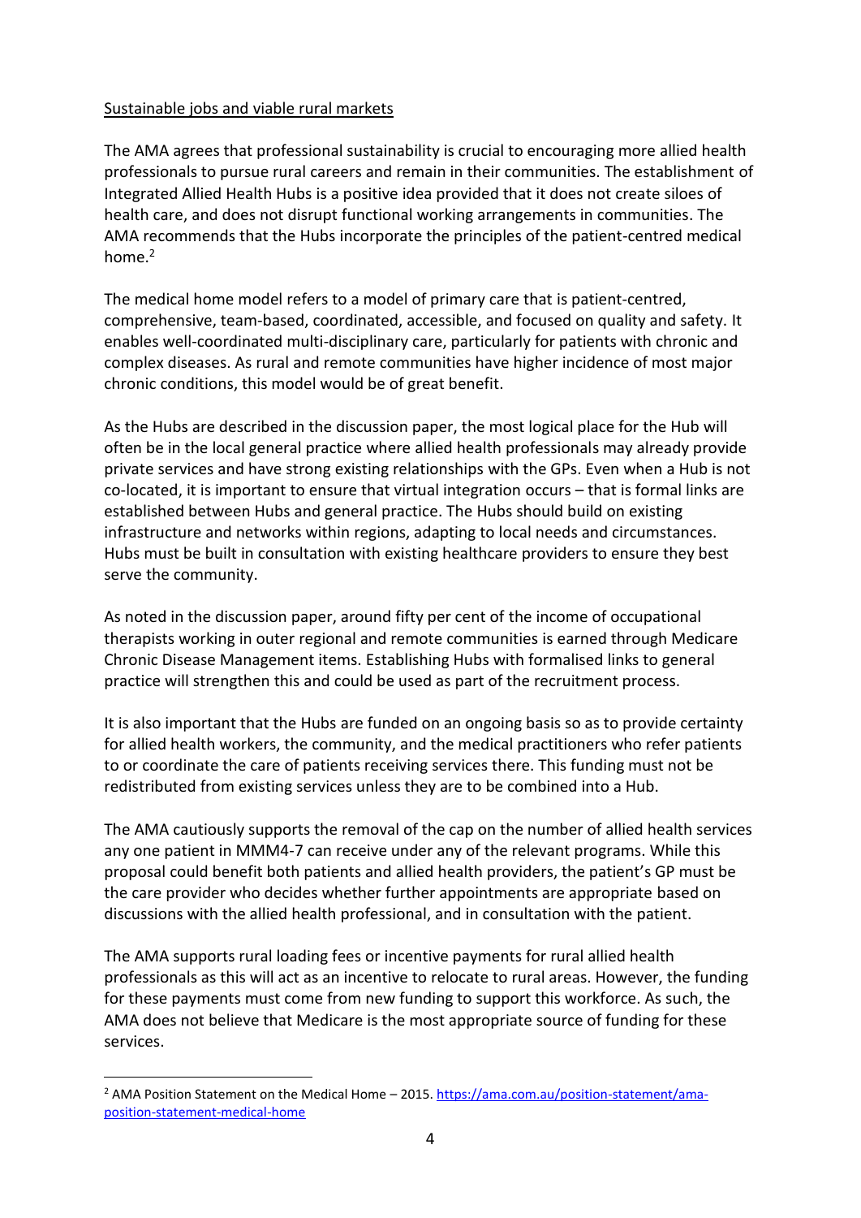Sustainable jobs and viable rural markets

The AMA agrees that professional sustainability is crucial to encouraging more allied health professionals to pursue rural careers and remain in their communities. The establishment of Integrated Allied Health Hubs is a positive idea provided that it does not create siloes of health care, and does not disrupt functional working arrangements in communities. The AMA recommends that the Hubs incorporate the principles of the patient-centred medical home.[2]

The medical home model refers to a model of primary care that is patient-centred, comprehensive, team-based, coordinated, accessible, and focused on quality and safety. It enables well-coordinated multi-disciplinary care, particularly for patients with chronic and complex diseases. As rural and remote communities have higher incidence of most major chronic conditions, this model would be of great benefit.

As the Hubs are described in the discussion paper, the most logical place for the Hub will often be in the local general practice where allied health professionals may already provide private services and have strong existing relationships with the GPs. Even when a Hub is not co-located, it is important to ensure that virtual integration occurs – that is formal links are established between Hubs and general practice. The Hubs should build on existing infrastructure and networks within regions, adapting to local needs and circumstances. Hubs must be built in consultation with existing healthcare providers to ensure they best serve the community.

As noted in the discussion paper, around fifty per cent of the income of occupational therapists working in outer regional and remote communities is earned through Medicare Chronic Disease Management items. Establishing Hubs with formalised links to general practice will strengthen this and could be used as part of the recruitment process.

It is also important that the Hubs are funded on an ongoing basis so as to provide certainty for allied health workers, the community, and the medical practitioners who refer patients to or coordinate the care of patients receiving services there. This funding must not be redistributed from existing services unless they are to be combined into a Hub.

The AMA cautiously supports the removal of the cap on the number of allied health services any one patient in MMM4-7 can receive under any of the relevant programs. While this proposal could benefit both patients and allied health providers, the patient's GP must be the care provider who decides whether further appointments are appropriate based on discussions with the allied health professional, and in consultation with the patient.

The AMA supports rural loading fees or incentive payments for rural allied health professionals as this will act as an incentive to relocate to rural areas. However, the funding for these payments must come from new funding to support this workforce. As such, the AMA does not believe that Medicare is the most appropriate source of funding for these services.

---

[2] AMA Position Statement on the Medical Home – 2015. https://ama.com.au/position-statement/ama-position-statement-medical-home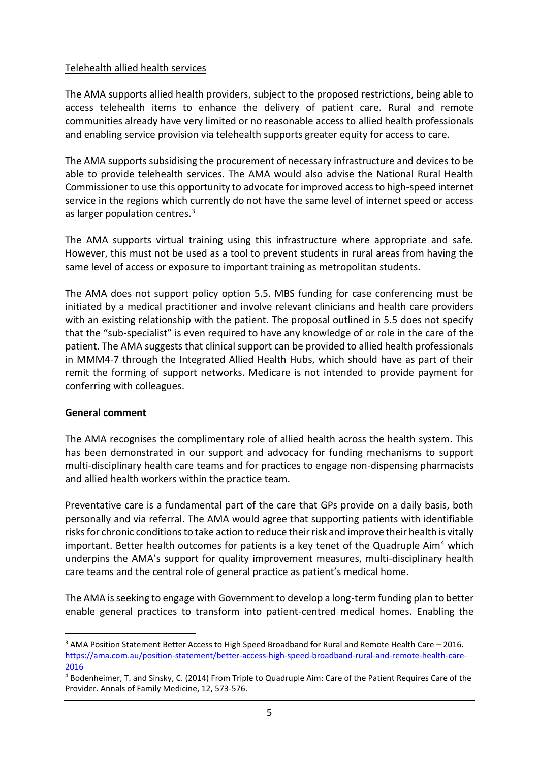Telehealth allied health services

The AMA supports allied health providers, subject to the proposed restrictions, being able to access telehealth items to enhance the delivery of patient care. Rural and remote communities already have very limited or no reasonable access to allied health professionals and enabling service provision via telehealth supports greater equity for access to care.

The AMA supports subsidising the procurement of necessary infrastructure and devices to be able to provide telehealth services. The AMA would also advise the National Rural Health Commissioner to use this opportunity to advocate for improved access to high-speed internet service in the regions which currently do not have the same level of internet speed or access as larger population centres.[3]

The AMA supports virtual training using this infrastructure where appropriate and safe. However, this must not be used as a tool to prevent students in rural areas from having the same level of access or exposure to important training as metropolitan students.

The AMA does not support policy option 5.5. MBS funding for case conferencing must be initiated by a medical practitioner and involve relevant clinicians and health care providers with an existing relationship with the patient. The proposal outlined in 5.5 does not specify that the "sub-specialist" is even required to have any knowledge of or role in the care of the patient. The AMA suggests that clinical support can be provided to allied health professionals in MMM4-7 through the Integrated Allied Health Hubs, which should have as part of their remit the forming of support networks. Medicare is not intended to provide payment for conferring with colleagues.

**General comment**

The AMA recognises the complimentary role of allied health across the health system. This has been demonstrated in our support and advocacy for funding mechanisms to support multi-disciplinary health care teams and for practices to engage non-dispensing pharmacists and allied health workers within the practice team.

Preventative care is a fundamental part of the care that GPs provide on a daily basis, both personally and via referral. The AMA would agree that supporting patients with identifiable risks for chronic conditions to take action to reduce their risk and improve their health is vitally important. Better health outcomes for patients is a key tenet of the Quadruple Aim[4] which underpins the AMA's support for quality improvement measures, multi-disciplinary health care teams and the central role of general practice as patient's medical home.

The AMA is seeking to engage with Government to develop a long-term funding plan to better enable general practices to transform into patient-centred medical homes. Enabling the

---

[3] AMA Position Statement Better Access to High Speed Broadband for Rural and Remote Health Care – 2016. https://ama.com.au/position-statement/better-access-high-speed-broadband-rural-and-remote-health-care-2016

[4] Bodenheimer, T. and Sinsky, C. (2014) From Triple to Quadruple Aim: Care of the Patient Requires Care of the Provider. Annals of Family Medicine, 12, 573-576.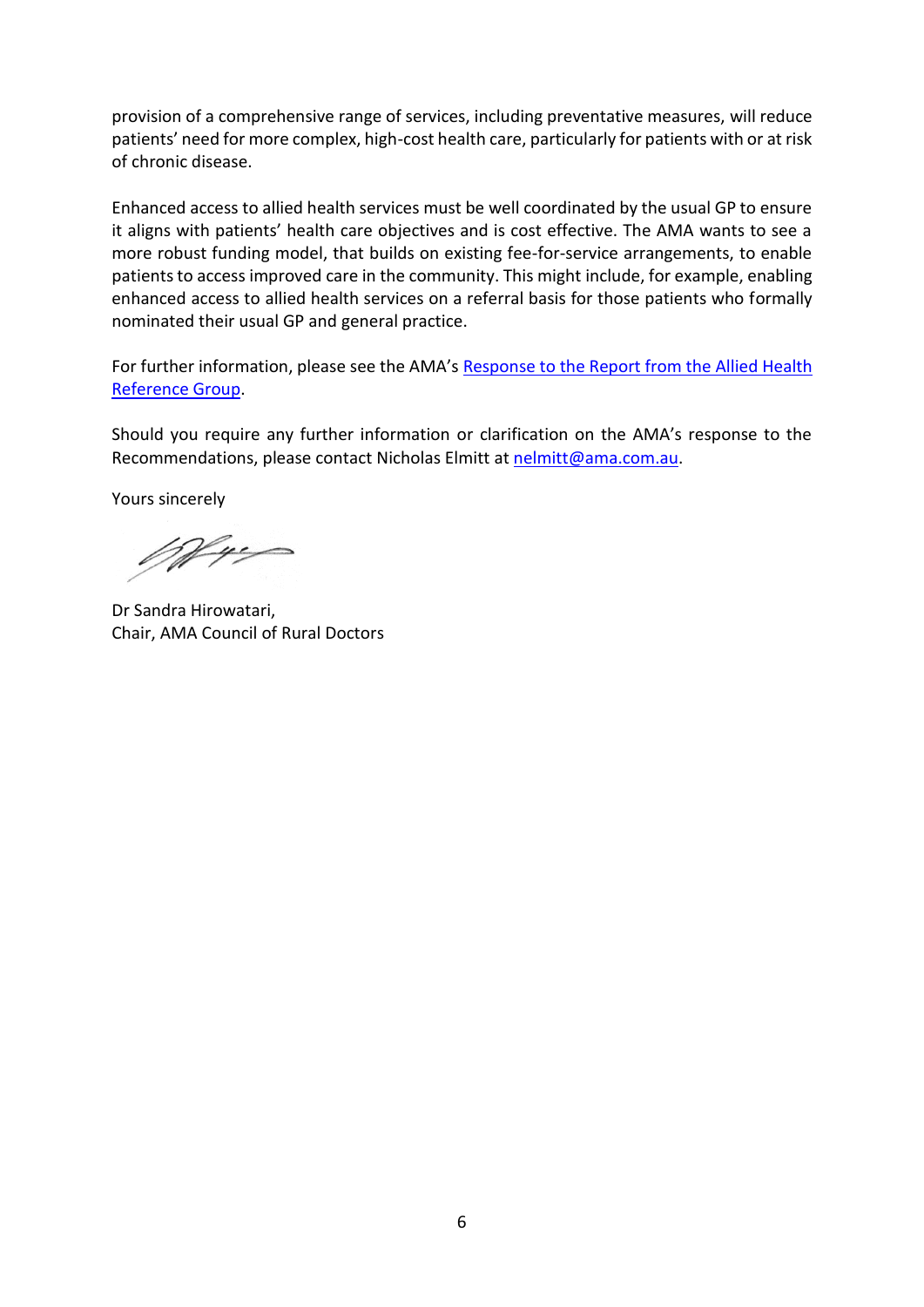provision of a comprehensive range of services, including preventative measures, will reduce patients' need for more complex, high-cost health care, particularly for patients with or at risk of chronic disease.

Enhanced access to allied health services must be well coordinated by the usual GP to ensure it aligns with patients' health care objectives and is cost effective. The AMA wants to see a more robust funding model, that builds on existing fee-for-service arrangements, to enable patients to access improved care in the community. This might include, for example, enabling enhanced access to allied health services on a referral basis for those patients who formally nominated their usual GP and general practice.

For further information, please see the AMA's Response to the Report from the Allied Health Reference Group.

Should you require any further information or clarification on the AMA's response to the Recommendations, please contact Nicholas Elmitt at nelmitt@ama.com.au.

Yours sincerely

Dr Sandra Hirowatari,
Chair, AMA Council of Rural Doctors